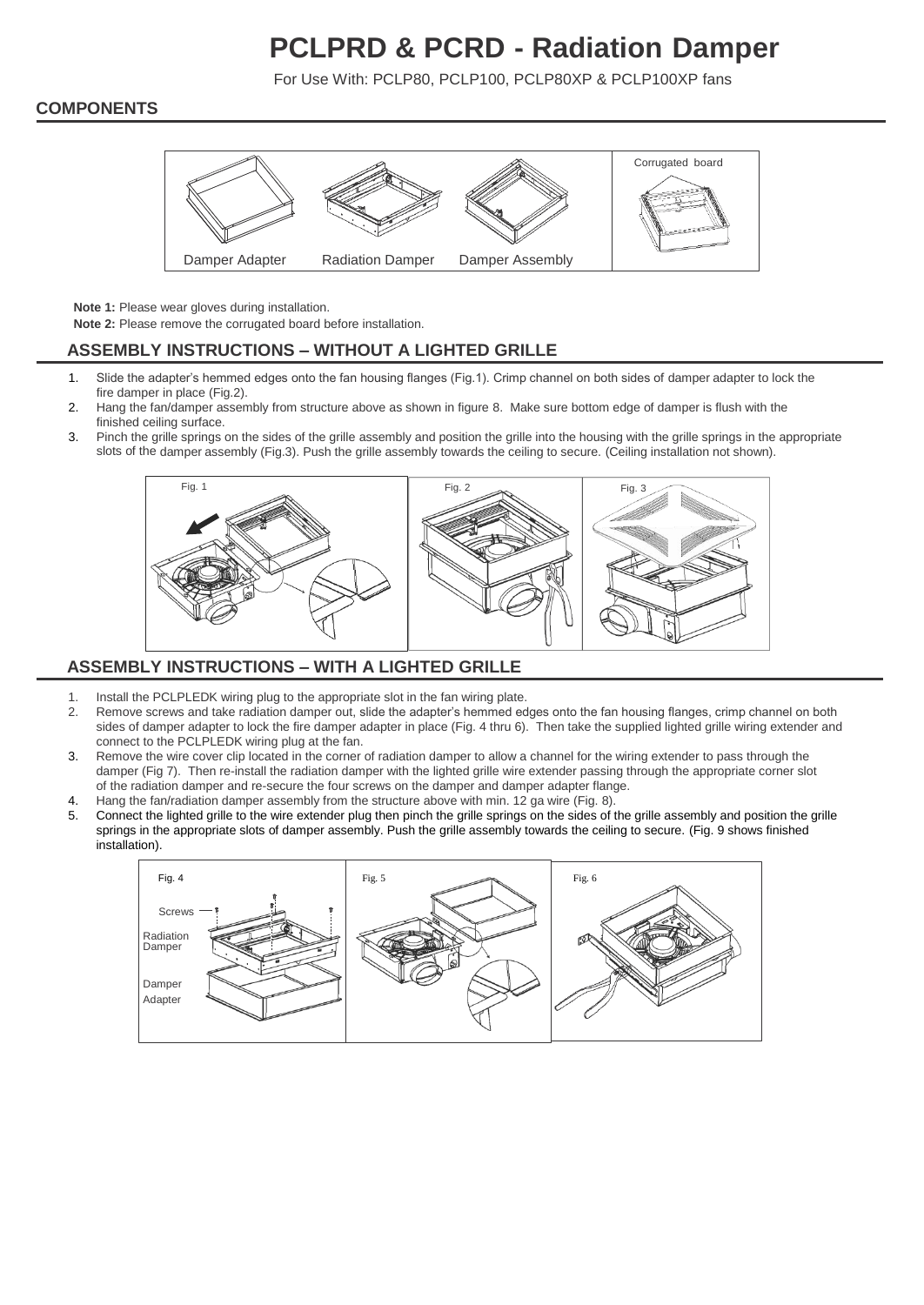# PCLPRD & PCRD - Radiation Damper

For Use With: PCLP80, PCLP100, PCLP80XP & PCLP100XP fans

## COMPONENTS

Damper Adapter | Radiation Damper | Damper Assembly | Corrugated board

**Note 1:** Please wear gloves during installation.

**Note 2:** Please remove the corrugated board before installation.

## ASSEMBLY INSTRUCTIONS – WITHOUT A LIGHTED GRILLE

1. Slide the adapter's hemmed edges onto the fan housing flanges (Fig.1). Crimp channel on both sides of damper adapter to lock the fire damper in place (Fig.2).
2. Hang the fan/damper assembly from structure above as shown in figure 8. Make sure bottom edge of damper is flush with the finished ceiling surface.
3. Pinch the grille springs on the sides of the grille assembly and position the grille into the housing with the grille springs in the appropriate slots of the damper assembly (Fig.3). Push the grille assembly towards the ceiling to secure. (Ceiling installation not shown).

Fig. 1 | Fig. 2 | Fig. 3

## ASSEMBLY INSTRUCTIONS – WITH A LIGHTED GRILLE

1. Install the PCLPLEDK wiring plug to the appropriate slot in the fan wiring plate.
2. Remove screws and take radiation damper out, slide the adapter's hemmed edges onto the fan housing flanges, crimp channel on both sides of damper adapter to lock the fire damper adapter in place (Fig. 4 thru 6). Then take the supplied lighted grille wiring extender and connect to the PCLPLEDK wiring plug at the fan.
3. Remove the wire cover clip located in the corner of radiation damper to allow a channel for the wiring extender to pass through the damper (Fig 7). Then re-install the radiation damper with the lighted grille wire extender passing through the appropriate corner slot of the radiation damper and re-secure the four screws on the damper and damper adapter flange.
4. Hang the fan/radiation damper assembly from the structure above with min. 12 ga wire (Fig. 8).
5. Connect the lighted grille to the wire extender plug then pinch the grille springs on the sides of the grille assembly and position the grille springs in the appropriate slots of damper assembly. Push the grille assembly towards the ceiling to secure. (Fig. 9 shows finished installation).

Fig. 4 — Screws, Radiation Damper, Damper Adapter | Fig. 5 | Fig. 6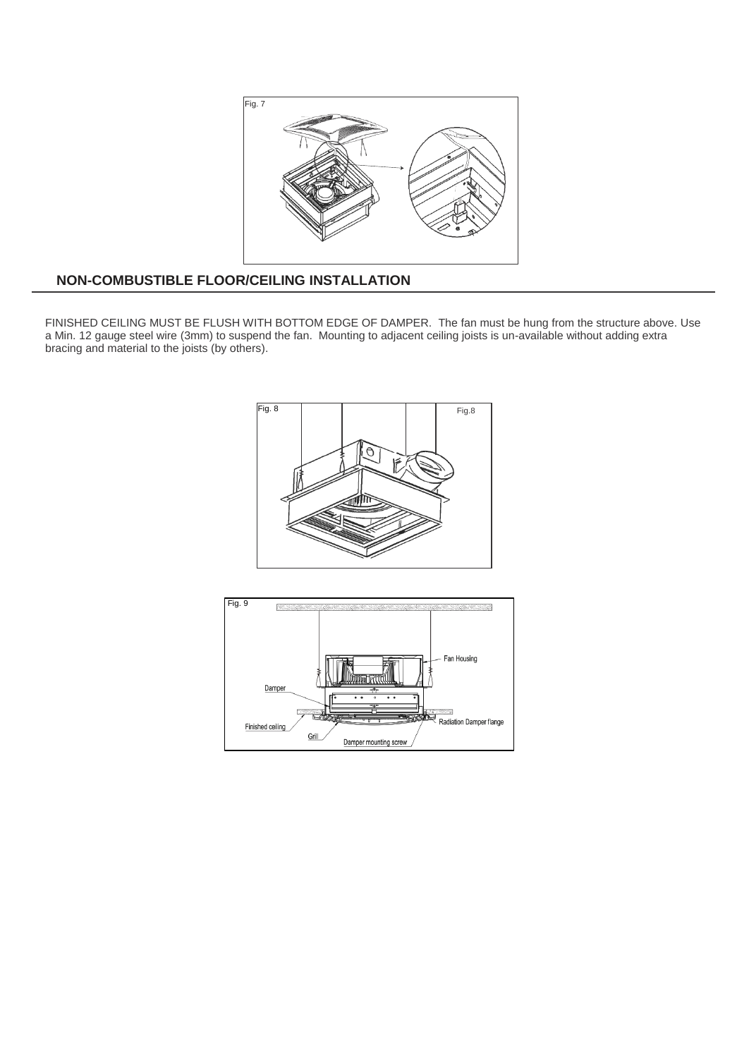Fig. 7

## NON-COMBUSTIBLE FLOOR/CEILING INSTALLATION

FINISHED CEILING MUST BE FLUSH WITH BOTTOM EDGE OF DAMPER. The fan must be hung from the structure above. Use a Min. 12 gauge steel wire (3mm) to suspend the fan. Mounting to adjacent ceiling joists is un-available without adding extra bracing and material to the joists (by others).

Fig. 8

Fig. 9

Fan Housing
Damper
Finished ceiling
Radiation Damper flange
Grill
Damper mounting screw